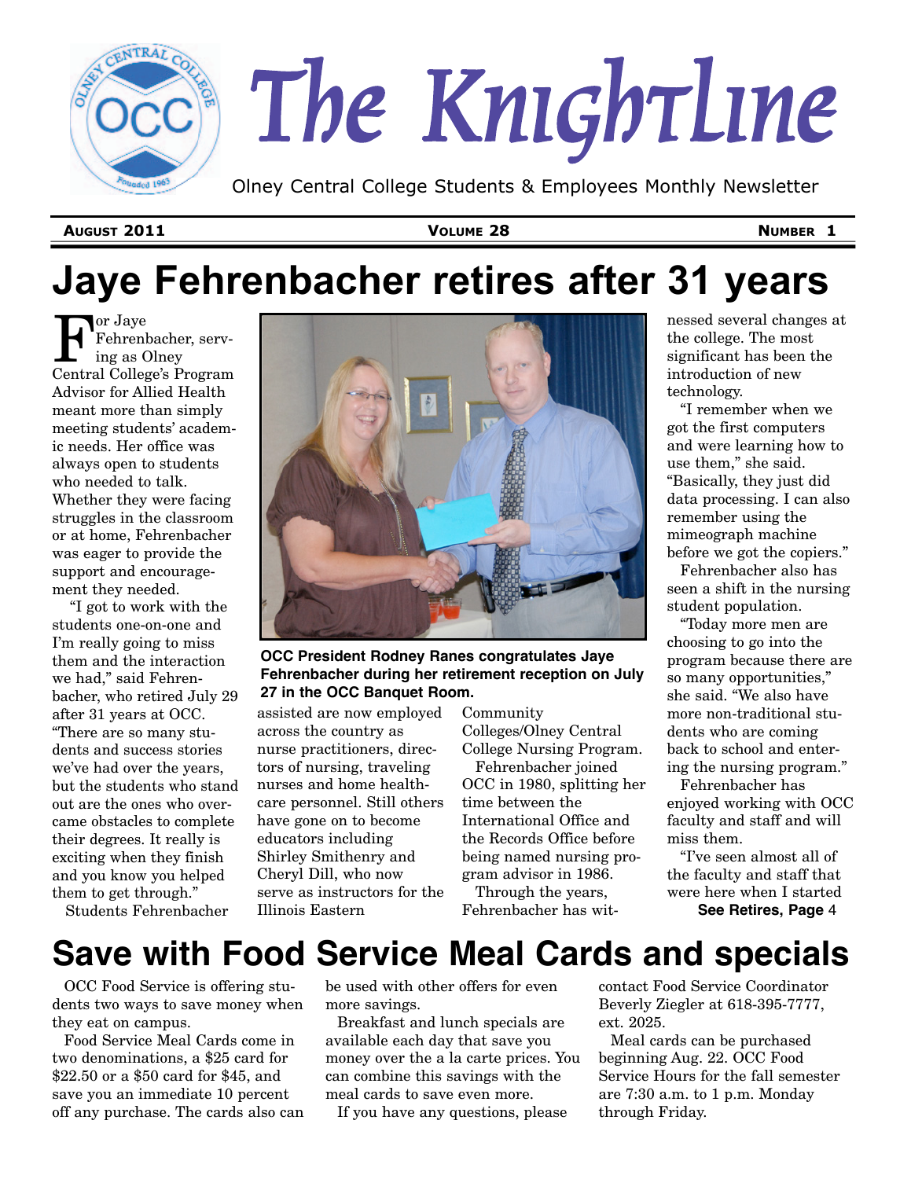# The KnightLine

Olney Central College Students & Employees Monthly Newsletter

**AUGUST 2011** **VOLUME 28** **NUMBER 1**

# Jaye Fehrenbacher retires after 31 years

For Jaye Fehrenbacher, serving as Olney Central College's Program Advisor for Allied Health meant more than simply meeting students' academic needs. Her office was always open to students who needed to talk. Whether they were facing struggles in the classroom or at home, Fehrenbacher was eager to provide the support and encouragement they needed.

"I got to work with the students one-on-one and I'm really going to miss them and the interaction we had," said Fehrenbacher, who retired July 29 after 31 years at OCC. "There are so many students and success stories we've had over the years, but the students who stand out are the ones who overcame obstacles to complete their degrees. It really is exciting when they finish and you know you helped them to get through."

**OCC President Rodney Ranes congratulates Jaye Fehrenbacher during her retirement reception on July 27 in the OCC Banquet Room.**

Students Fehrenbacher assisted are now employed across the country as nurse practitioners, directors of nursing, traveling nurses and home healthcare personnel. Still others have gone on to become educators including Shirley Smithenry and Cheryl Dill, who now serve as instructors for the Illinois Eastern Community Colleges/Olney Central College Nursing Program.

Fehrenbacher joined OCC in 1980, splitting her time between the International Office and the Records Office before being named nursing program advisor in 1986.

Through the years, Fehrenbacher has witnessed several changes at the college. The most significant has been the introduction of new technology.

"I remember when we got the first computers and were learning how to use them," she said. "Basically, they just did data processing. I can also remember using the mimeograph machine before we got the copiers."

Fehrenbacher also has seen a shift in the nursing student population.

"Today more men are choosing to go into the program because there are so many opportunities," she said. "We also have more non-traditional students who are coming back to school and entering the nursing program."

Fehrenbacher has enjoyed working with OCC faculty and staff and will miss them.

"I've seen almost all of the faculty and staff that were here when I started

**See Retires, Page 4**

# Save with Food Service Meal Cards and specials

OCC Food Service is offering students two ways to save money when they eat on campus.

Food Service Meal Cards come in two denominations, a $25 card for $22.50 or a $50 card for $45, and save you an immediate 10 percent off any purchase. The cards also can be used with other offers for even more savings.

Breakfast and lunch specials are available each day that save you money over the a la carte prices. You can combine this savings with the meal cards to save even more.

If you have any questions, please contact Food Service Coordinator Beverly Ziegler at 618-395-7777, ext. 2025.

Meal cards can be purchased beginning Aug. 22. OCC Food Service Hours for the fall semester are 7:30 a.m. to 1 p.m. Monday through Friday.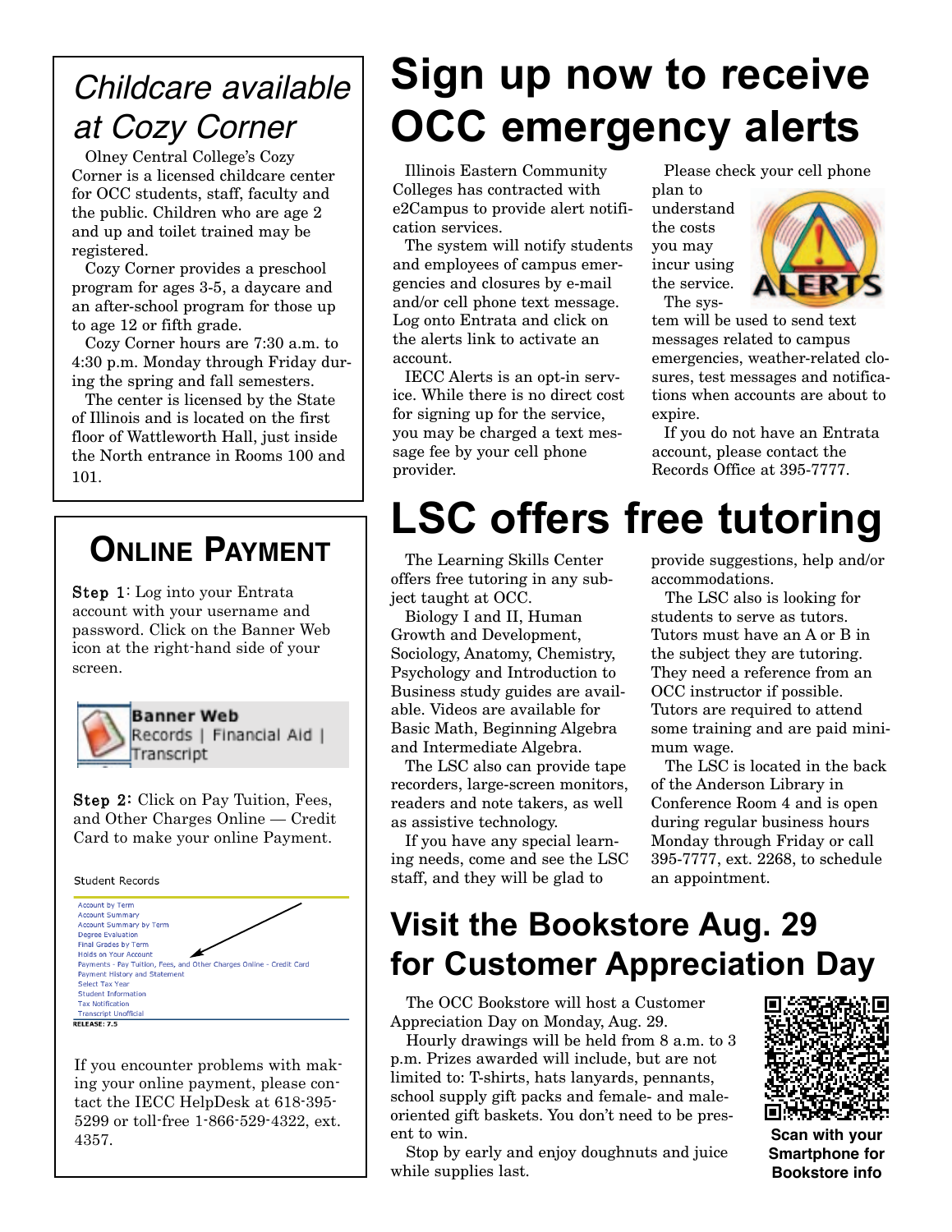## *Childcare available at Cozy Corner*

Olney Central College's Cozy Corner is a licensed childcare center for OCC students, staff, faculty and the public. Children who are age 2 and up and toilet trained may be registered.

Cozy Corner provides a preschool program for ages 3-5, a daycare and an after-school program for those up to age 12 or fifth grade.

Cozy Corner hours are 7:30 a.m. to 4:30 p.m. Monday through Friday during the spring and fall semesters.

The center is licensed by the State of Illinois and is located on the first floor of Wattleworth Hall, just inside the North entrance in Rooms 100 and 101.

## Online Payment

**Step 1**: Log into your Entrata account with your username and password. Click on the Banner Web icon at the right-hand side of your screen.

Banner Web
Records | Financial Aid | Transcript

**Step 2:** Click on Pay Tuition, Fees, and Other Charges Online — Credit Card to make your online Payment.

Student Records

- Account by Term
- Account Summary
- Account Summary by Term
- Degree Evaluation
- Final Grades by Term
- Holds on Your Account
- Payments - Pay Tuition, Fees, and Other Charges Online - Credit Card
- Payment History and Statement
- Select Tax Year
- Student Information
- Tax Notification
- Transcript Unofficial

RELEASE: 7.5

If you encounter problems with making your online payment, please contact the IECC HelpDesk at 618-395-5299 or toll-free 1-866-529-4322, ext. 4357.

# Sign up now to receive OCC emergency alerts

Illinois Eastern Community Colleges has contracted with e2Campus to provide alert notification services.

The system will notify students and employees of campus emergencies and closures by e-mail and/or cell phone text message. Log onto Entrata and click on the alerts link to activate an account.

IECC Alerts is an opt-in service. While there is no direct cost for signing up for the service, you may be charged a text message fee by your cell phone provider.

Please check your cell phone plan to understand the costs you may incur using the service.

The system will be used to send text messages related to campus emergencies, weather-related closures, test messages and notifications when accounts are about to expire.

If you do not have an Entrata account, please contact the Records Office at 395-7777.

# LSC offers free tutoring

The Learning Skills Center offers free tutoring in any subject taught at OCC.

Biology I and II, Human Growth and Development, Sociology, Anatomy, Chemistry, Psychology and Introduction to Business study guides are available. Videos are available for Basic Math, Beginning Algebra and Intermediate Algebra.

The LSC also can provide tape recorders, large-screen monitors, readers and note takers, as well as assistive technology.

If you have any special learning needs, come and see the LSC staff, and they will be glad to provide suggestions, help and/or accommodations.

The LSC also is looking for students to serve as tutors. Tutors must have an A or B in the subject they are tutoring. They need a reference from an OCC instructor if possible. Tutors are required to attend some training and are paid minimum wage.

The LSC is located in the back of the Anderson Library in Conference Room 4 and is open during regular business hours Monday through Friday or call 395-7777, ext. 2268, to schedule an appointment.

# Visit the Bookstore Aug. 29 for Customer Appreciation Day

The OCC Bookstore will host a Customer Appreciation Day on Monday, Aug. 29.

Hourly drawings will be held from 8 a.m. to 3 p.m. Prizes awarded will include, but are not limited to: T-shirts, hats lanyards, pennants, school supply gift packs and female- and male-oriented gift baskets. You don't need to be present to win.

Stop by early and enjoy doughnuts and juice while supplies last.

**Scan with your Smartphone for Bookstore info**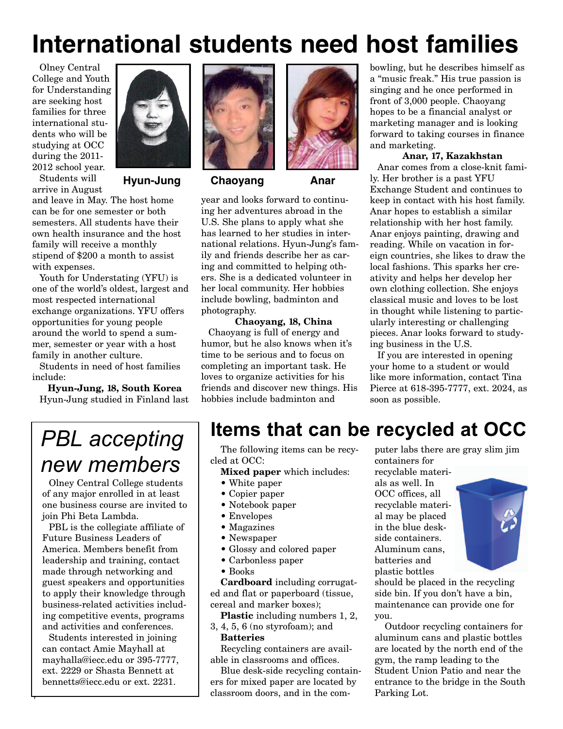# International students need host families

Olney Central College and Youth for Understanding are seeking host families for three international students who will be studying at OCC during the 2011-2012 school year.

Students will arrive in August and leave in May. The host home can be for one semester or both semesters. All students have their own health insurance and the host family will receive a monthly stipend of $200 a month to assist with expenses.

Youth for Understating (YFU) is one of the world's oldest, largest and most respected international exchange organizations. YFU offers opportunities for young people around the world to spend a summer, semester or year with a host family in another culture.

Students in need of host families include:

**Hyun-Jung, 18, South Korea**

Hyun-Jung studied in Finland last year and looks forward to continuing her adventures abroad in the U.S. She plans to apply what she has learned to her studies in international relations. Hyun-Jung's family and friends describe her as caring and committed to helping others. She is a dedicated volunteer in her local community. Her hobbies include bowling, badminton and photography.

**Chaoyang, 18, China**

Chaoyang is full of energy and humor, but he also knows when it's time to be serious and to focus on completing an important task. He loves to organize activities for his friends and discover new things. His hobbies include badminton and bowling, but he describes himself as a "music freak." His true passion is singing and he once performed in front of 3,000 people. Chaoyang hopes to be a financial analyst or marketing manager and is looking forward to taking courses in finance and marketing.

**Anar, 17, Kazakhstan**

Anar comes from a close-knit family. Her brother is a past YFU Exchange Student and continues to keep in contact with his host family. Anar hopes to establish a similar relationship with her host family. Anar enjoys painting, drawing and reading. While on vacation in foreign countries, she likes to draw the local fashions. This sparks her creativity and helps her develop her own clothing collection. She enjoys classical music and loves to be lost in thought while listening to particularly interesting or challenging pieces. Anar looks forward to studying business in the U.S.

If you are interested in opening your home to a student or would like more information, contact Tina Pierce at 618-395-7777, ext. 2024, as soon as possible.

Hyun-Jung

Chaoyang

Anar

# *PBL accepting new members*

Olney Central College students of any major enrolled in at least one business course are invited to join Phi Beta Lambda.

PBL is the collegiate affiliate of Future Business Leaders of America. Members benefit from leadership and training, contact made through networking and guest speakers and opportunities to apply their knowledge through business-related activities including competitive events, programs and activities and conferences.

Students interested in joining can contact Amie Mayhall at mayhalla@iecc.edu or 395-7777, ext. 2229 or Shasta Bennett at bennetts@iecc.edu or ext. 2231.

# Items that can be recycled at OCC

The following items can be recycled at OCC:

**Mixed paper** which includes:

- White paper
- Copier paper
- Notebook paper
- Envelopes
- Magazines
- Newspaper
- Glossy and colored paper
- Carbonless paper
- Books

**Cardboard** including corrugated and flat or paperboard (tissue, cereal and marker boxes);

**Plastic** including numbers 1, 2, 3, 4, 5, 6 (no styrofoam); and

**Batteries**

Recycling containers are available in classrooms and offices.

Blue desk-side recycling containers for mixed paper are located by classroom doors, and in the computer labs there are gray slim jim containers for recyclable materials as well. In OCC offices, all recyclable material may be placed in the blue desk-side containers. Aluminum cans, batteries and plastic bottles should be placed in the recycling side bin. If you don't have a bin, maintenance can provide one for you.

Outdoor recycling containers for aluminum cans and plastic bottles are located by the north end of the gym, the ramp leading to the Student Union Patio and near the entrance to the bridge in the South Parking Lot.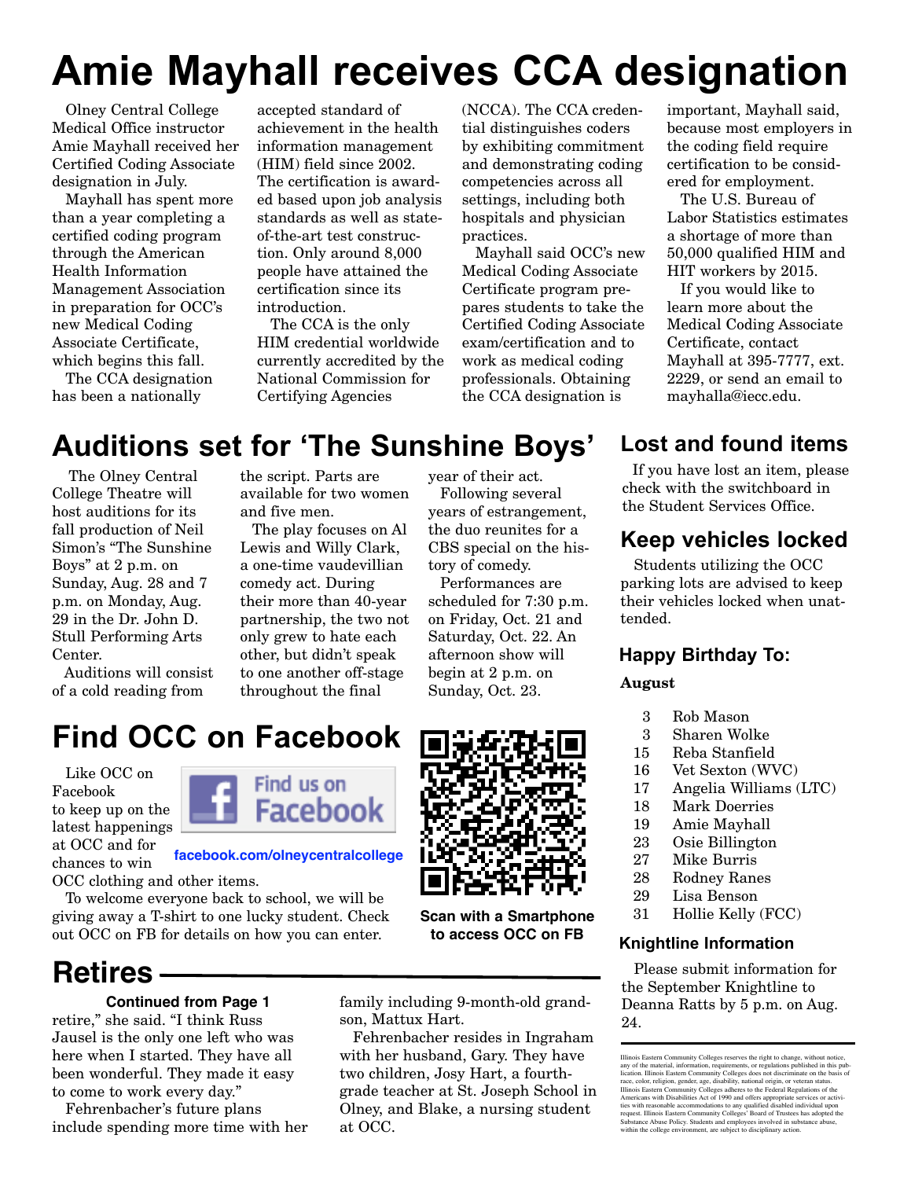# Amie Mayhall receives CCA designation

Olney Central College Medical Office instructor Amie Mayhall received her Certified Coding Associate designation in July.

Mayhall has spent more than a year completing a certified coding program through the American Health Information Management Association in preparation for OCC's new Medical Coding Associate Certificate, which begins this fall.

The CCA designation has been a nationally accepted standard of achievement in the health information management (HIM) field since 2002. The certification is awarded based upon job analysis standards as well as state-of-the-art test construction. Only around 8,000 people have attained the certification since its introduction.

The CCA is the only HIM credential worldwide currently accredited by the National Commission for Certifying Agencies (NCCA). The CCA credential distinguishes coders by exhibiting commitment and demonstrating coding competencies across all settings, including both hospitals and physician practices.

Mayhall said OCC's new Medical Coding Associate Certificate program prepares students to take the Certified Coding Associate exam/certification and to work as medical coding professionals. Obtaining the CCA designation is important, Mayhall said, because most employers in the coding field require certification to be considered for employment.

The U.S. Bureau of Labor Statistics estimates a shortage of more than 50,000 qualified HIM and HIT workers by 2015.

If you would like to learn more about the Medical Coding Associate Certificate, contact Mayhall at 395-7777, ext. 2229, or send an email to mayhalla@iecc.edu.

# Auditions set for 'The Sunshine Boys'

The Olney Central College Theatre will host auditions for its fall production of Neil Simon's "The Sunshine Boys" at 2 p.m. on Sunday, Aug. 28 and 7 p.m. on Monday, Aug. 29 in the Dr. John D. Stull Performing Arts Center.

Auditions will consist of a cold reading from the script. Parts are available for two women and five men.

The play focuses on Al Lewis and Willy Clark, a one-time vaudevillian comedy act. During their more than 40-year partnership, the two not only grew to hate each other, but didn't speak to one another off-stage throughout the final year of their act.

Following several years of estrangement, the duo reunites for a CBS special on the history of comedy.

Performances are scheduled for 7:30 p.m. on Friday, Oct. 21 and Saturday, Oct. 22. An afternoon show will begin at 2 p.m. on Sunday, Oct. 23.

# Find OCC on Facebook

Like OCC on Facebook to keep up on the latest happenings at OCC and for chances to win OCC clothing and other items.

To welcome everyone back to school, we will be giving away a T-shirt to one lucky student. Check out OCC on FB for details on how you can enter.

Find us on Facebook

facebook.com/olneycentralcollege

Scan with a Smartphone to access OCC on FB

# Retires

**Continued from Page 1**

retire," she said. "I think Russ Jausel is the only one left who was here when I started. They have all been wonderful. They made it easy to come to work every day."

Fehrenbacher's future plans include spending more time with her family including 9-month-old grandson, Mattux Hart.

Fehrenbacher resides in Ingraham with her husband, Gary. They have two children, Josy Hart, a fourth-grade teacher at St. Joseph School in Olney, and Blake, a nursing student at OCC.

## Lost and found items

If you have lost an item, please check with the switchboard in the Student Services Office.

## Keep vehicles locked

Students utilizing the OCC parking lots are advised to keep their vehicles locked when unattended.

### Happy Birthday To:

**August**

| | |
|---|---|
| 3 | Rob Mason |
| 3 | Sharen Wolke |
| 15 | Reba Stanfield |
| 16 | Vet Sexton (WVC) |
| 17 | Angelia Williams (LTC) |
| 18 | Mark Doerries |
| 19 | Amie Mayhall |
| 23 | Osie Billington |
| 27 | Mike Burris |
| 28 | Rodney Ranes |
| 29 | Lisa Benson |
| 31 | Hollie Kelly (FCC) |

### Knightline Information

Please submit information for the September Knightline to Deanna Ratts by 5 p.m. on Aug. 24.

Illinois Eastern Community Colleges reserves the right to change, without notice, any of the material, information, requirements, or regulations published in this publication. Illinois Eastern Community Colleges does not discriminate on the basis of race, color, religion, gender, age, disability, national origin, or veteran status. Illinois Eastern Community Colleges adheres to the Federal Regulations of the Americans with Disabilities Act of 1990 and offers appropriate services or activities with reasonable accommodations to any qualified disabled individual upon request. Illinois Eastern Community Colleges' Board of Trustees has adopted the Substance Abuse Policy. Students and employees involved in substance abuse, within the college environment, are subject to disciplinary action.